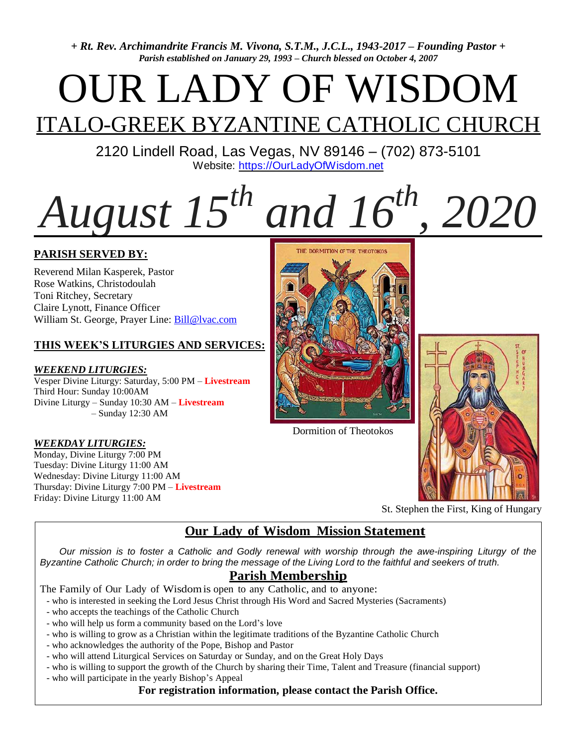*+ Rt. Rev. Archimandrite Francis M. Vivona, S.T.M., J.C.L., 1943-2017 – Founding Pastor +*
*Parish established on January 29, 1993 – Church blessed on October 4, 2007*

# OUR LADY OF WISDOM

## ITALO-GREEK BYZANTINE CATHOLIC CHURCH

2120 Lindell Road, Las Vegas, NV 89146 – (702) 873-5101
Website: https://OurLadyOfWisdom.net

# *August 15th and 16th, 2020*

**PARISH SERVED BY:**

Reverend Milan Kasperek, Pastor
Rose Watkins, Christodoulah
Toni Ritchey, Secretary
Claire Lynott, Finance Officer
William St. George, Prayer Line: Bill@lvac.com

**THIS WEEK'S LITURGIES AND SERVICES:**

***WEEKEND LITURGIES:***
Vesper Divine Liturgy: Saturday, 5:00 PM – **Livestream**
Third Hour: Sunday 10:00AM
Divine Liturgy – Sunday 10:30 AM – **Livestream**
– Sunday 12:30 AM

***WEEKDAY LITURGIES:***
Monday, Divine Liturgy 7:00 PM
Tuesday: Divine Liturgy 11:00 AM
Wednesday: Divine Liturgy 11:00 AM
Thursday: Divine Liturgy 7:00 PM – **Livestream**
Friday: Divine Liturgy 11:00 AM

Dormition of Theotokos

St. Stephen the First, King of Hungary

## Our Lady of Wisdom Mission Statement

*Our mission is to foster a Catholic and Godly renewal with worship through the awe-inspiring Liturgy of the Byzantine Catholic Church; in order to bring the message of the Living Lord to the faithful and seekers of truth.*

## Parish Membership

The Family of Our Lady of Wisdom is open to any Catholic, and to anyone:

- who is interested in seeking the Lord Jesus Christ through His Word and Sacred Mysteries (Sacraments)
- who accepts the teachings of the Catholic Church
- who will help us form a community based on the Lord's love
- who is willing to grow as a Christian within the legitimate traditions of the Byzantine Catholic Church
- who acknowledges the authority of the Pope, Bishop and Pastor
- who will attend Liturgical Services on Saturday or Sunday, and on the Great Holy Days
- who is willing to support the growth of the Church by sharing their Time, Talent and Treasure (financial support)
- who will participate in the yearly Bishop's Appeal

**For registration information, please contact the Parish Office.**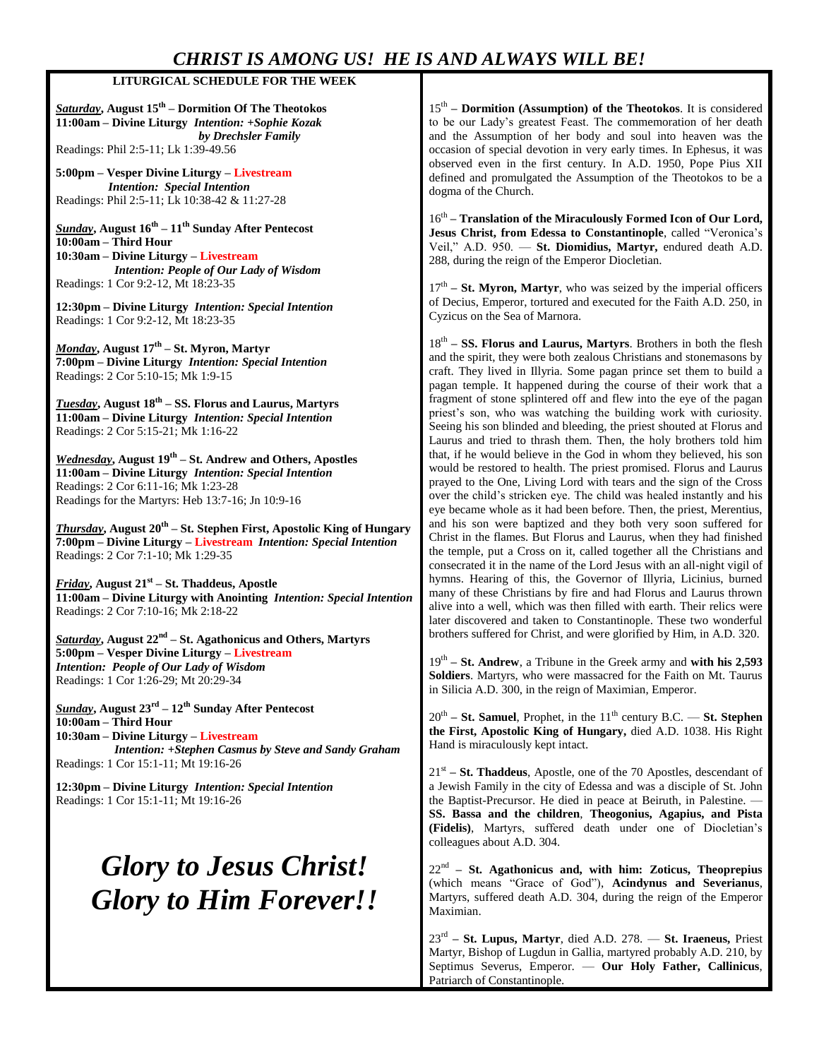# *CHRIST IS AMONG US! HE IS AND ALWAYS WILL BE!*

## LITURGICAL SCHEDULE FOR THE WEEK

***Saturday*, August 15th – Dormition Of The Theotokos**
**11:00am – Divine Liturgy** ***Intention: +Sophie Kozak by Drechsler Family***
Readings: Phil 2:5-11; Lk 1:39-49.56

**5:00pm – Vesper Divine Liturgy – Livestream**
***Intention: Special Intention***
Readings: Phil 2:5-11; Lk 10:38-42 & 11:27-28

***Sunday*, August 16th – 11th Sunday After Pentecost**
**10:00am – Third Hour**
**10:30am – Divine Liturgy – Livestream**
***Intention: People of Our Lady of Wisdom***
Readings: 1 Cor 9:2-12, Mt 18:23-35

**12:30pm – Divine Liturgy** ***Intention: Special Intention***
Readings: 1 Cor 9:2-12, Mt 18:23-35

***Monday*, August 17th – St. Myron, Martyr**
**7:00pm – Divine Liturgy** ***Intention: Special Intention***
Readings: 2 Cor 5:10-15; Mk 1:9-15

***Tuesday*, August 18th – SS. Florus and Laurus, Martyrs**
**11:00am – Divine Liturgy** ***Intention: Special Intention***
Readings: 2 Cor 5:15-21; Mk 1:16-22

***Wednesday*, August 19th – St. Andrew and Others, Apostles**
**11:00am – Divine Liturgy** ***Intention: Special Intention***
Readings: 2 Cor 6:11-16; Mk 1:23-28
Readings for the Martyrs: Heb 13:7-16; Jn 10:9-16

***Thursday*, August 20th – St. Stephen First, Apostolic King of Hungary**
**7:00pm – Divine Liturgy – Livestream** ***Intention: Special Intention***
Readings: 2 Cor 7:1-10; Mk 1:29-35

***Friday*, August 21st – St. Thaddeus, Apostle**
**11:00am – Divine Liturgy with Anointing** ***Intention: Special Intention***
Readings: 2 Cor 7:10-16; Mk 2:18-22

***Saturday*, August 22nd – St. Agathonicus and Others, Martyrs**
**5:00pm – Vesper Divine Liturgy – Livestream**
***Intention: People of Our Lady of Wisdom***
Readings: 1 Cor 1:26-29; Mt 20:29-34

***Sunday*, August 23rd – 12th Sunday After Pentecost**
**10:00am – Third Hour**
**10:30am – Divine Liturgy – Livestream**
***Intention: +Stephen Casmus by Steve and Sandy Graham***
Readings: 1 Cor 15:1-11; Mt 19:16-26

**12:30pm – Divine Liturgy** ***Intention: Special Intention***
Readings: 1 Cor 15:1-11; Mt 19:16-26

## *Glory to Jesus Christ! Glory to Him Forever!!*

15th – **Dormition (Assumption) of the Theotokos**. It is considered to be our Lady's greatest Feast. The commemoration of her death and the Assumption of her body and soul into heaven was the occasion of special devotion in very early times. In Ephesus, it was observed even in the first century. In A.D. 1950, Pope Pius XII defined and promulgated the Assumption of the Theotokos to be a dogma of the Church.

16th – **Translation of the Miraculously Formed Icon of Our Lord, Jesus Christ, from Edessa to Constantinople**, called "Veronica's Veil," A.D. 950. — **St. Diomidius, Martyr,** endured death A.D. 288, during the reign of the Emperor Diocletian.

17th – **St. Myron, Martyr**, who was seized by the imperial officers of Decius, Emperor, tortured and executed for the Faith A.D. 250, in Cyzicus on the Sea of Marnora.

18th – **SS. Florus and Laurus, Martyrs**. Brothers in both the flesh and the spirit, they were both zealous Christians and stonemasons by craft. They lived in Illyria. Some pagan prince set them to build a pagan temple. It happened during the course of their work that a fragment of stone splintered off and flew into the eye of the pagan priest's son, who was watching the building work with curiosity. Seeing his son blinded and bleeding, the priest shouted at Florus and Laurus and tried to thrash them. Then, the holy brothers told him that, if he would believe in the God in whom they believed, his son would be restored to health. The priest promised. Florus and Laurus prayed to the One, Living Lord with tears and the sign of the Cross over the child's stricken eye. The child was healed instantly and his eye became whole as it had been before. Then, the priest, Merentius, and his son were baptized and they both very soon suffered for Christ in the flames. But Florus and Laurus, when they had finished the temple, put a Cross on it, called together all the Christians and consecrated it in the name of the Lord Jesus with an all-night vigil of hymns. Hearing of this, the Governor of Illyria, Licinius, burned many of these Christians by fire and had Florus and Laurus thrown alive into a well, which was then filled with earth. Their relics were later discovered and taken to Constantinople. These two wonderful brothers suffered for Christ, and were glorified by Him, in A.D. 320.

19th – **St. Andrew**, a Tribune in the Greek army and **with his 2,593 Soldiers**. Martyrs, who were massacred for the Faith on Mt. Taurus in Silicia A.D. 300, in the reign of Maximian, Emperor.

20th – **St. Samuel**, Prophet, in the 11th century B.C. — **St. Stephen the First, Apostolic King of Hungary,** died A.D. 1038. His Right Hand is miraculously kept intact.

21st – **St. Thaddeus**, Apostle, one of the 70 Apostles, descendant of a Jewish Family in the city of Edessa and was a disciple of St. John the Baptist-Precursor. He died in peace at Beiruth, in Palestine. — **SS. Bassa and the children**, **Theogonius, Agapius, and Pista (Fidelis)**, Martyrs, suffered death under one of Diocletian's colleagues about A.D. 304.

22nd – **St. Agathonicus and, with him: Zoticus, Theoprepius** (which means "Grace of God"), **Acindynus and Severianus**, Martyrs, suffered death A.D. 304, during the reign of the Emperor Maximian.

23rd – **St. Lupus, Martyr**, died A.D. 278. — **St. Iraeneus,** Priest Martyr, Bishop of Lugdun in Gallia, martyred probably A.D. 210, by Septimus Severus, Emperor. — **Our Holy Father, Callinicus**, Patriarch of Constantinople.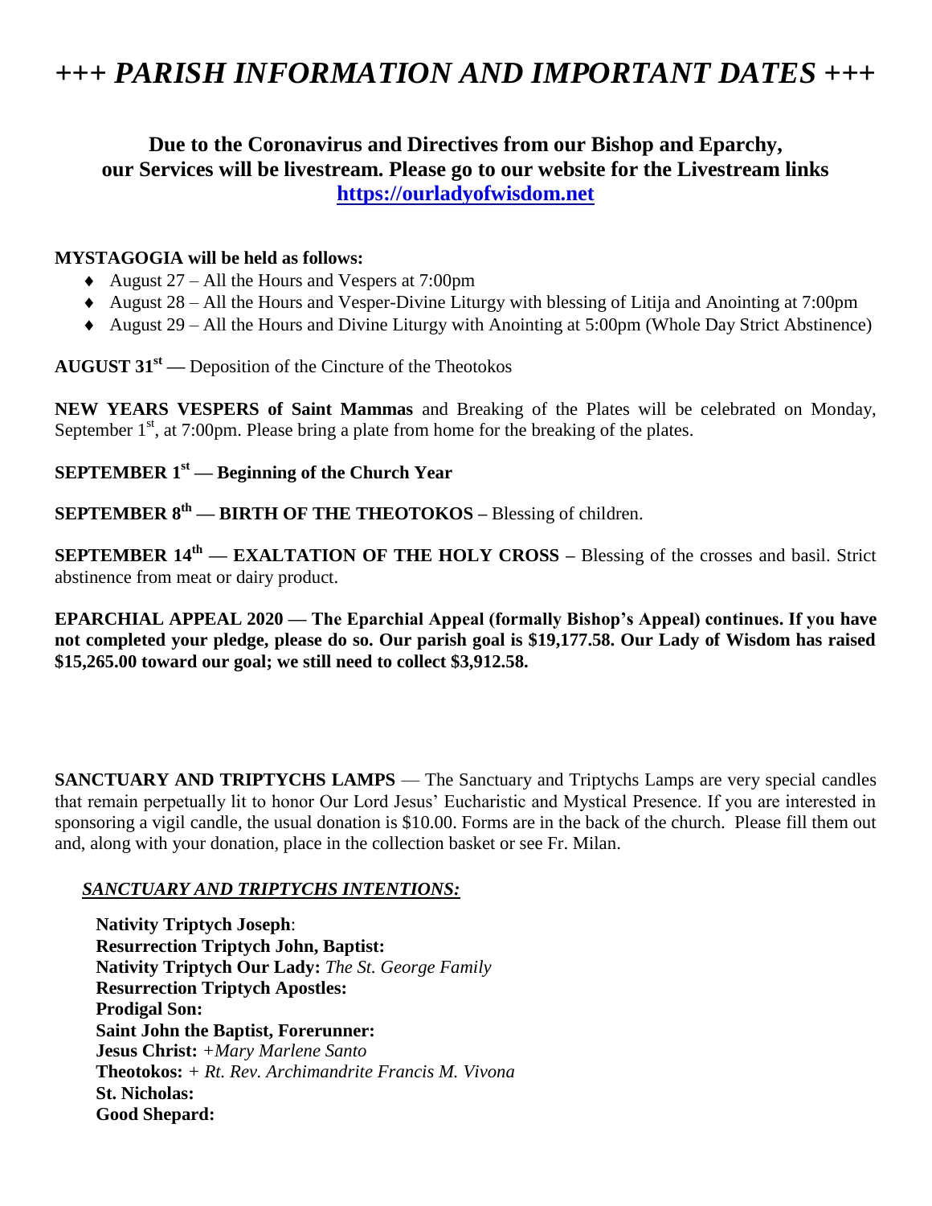# *+++ PARISH INFORMATION AND IMPORTANT DATES +++*

**Due to the Coronavirus and Directives from our Bishop and Eparchy, our Services will be livestream. Please go to our website for the Livestream links [https://ourladyofwisdom.net](https://ourladyofwisdom.net)**

**MYSTAGOGIA will be held as follows:**

- August 27 – All the Hours and Vespers at 7:00pm
- August 28 – All the Hours and Vesper-Divine Liturgy with blessing of Litija and Anointing at 7:00pm
- August 29 – All the Hours and Divine Liturgy with Anointing at 5:00pm (Whole Day Strict Abstinence)

**AUGUST 31st —** Deposition of the Cincture of the Theotokos

**NEW YEARS VESPERS of Saint Mammas** and Breaking of the Plates will be celebrated on Monday, September 1st, at 7:00pm. Please bring a plate from home for the breaking of the plates.

**SEPTEMBER 1st — Beginning of the Church Year**

**SEPTEMBER 8th — BIRTH OF THE THEOTOKOS –** Blessing of children.

**SEPTEMBER 14th — EXALTATION OF THE HOLY CROSS –** Blessing of the crosses and basil. Strict abstinence from meat or dairy product.

**EPARCHIAL APPEAL 2020 — The Eparchial Appeal (formally Bishop's Appeal) continues. If you have not completed your pledge, please do so. Our parish goal is $19,177.58. Our Lady of Wisdom has raised $15,265.00 toward our goal; we still need to collect $3,912.58.**

**SANCTUARY AND TRIPTYCHS LAMPS** — The Sanctuary and Triptychs Lamps are very special candles that remain perpetually lit to honor Our Lord Jesus' Eucharistic and Mystical Presence. If you are interested in sponsoring a vigil candle, the usual donation is $10.00. Forms are in the back of the church. Please fill them out and, along with your donation, place in the collection basket or see Fr. Milan.

***SANCTUARY AND TRIPTYCHS INTENTIONS:***

**Nativity Triptych Joseph**:  
**Resurrection Triptych John, Baptist:**  
**Nativity Triptych Our Lady:** *The St. George Family*  
**Resurrection Triptych Apostles:**  
**Prodigal Son:**  
**Saint John the Baptist, Forerunner:**  
**Jesus Christ:** *+Mary Marlene Santo*  
**Theotokos:** *+ Rt. Rev. Archimandrite Francis M. Vivona*  
**St. Nicholas:**  
**Good Shepard:**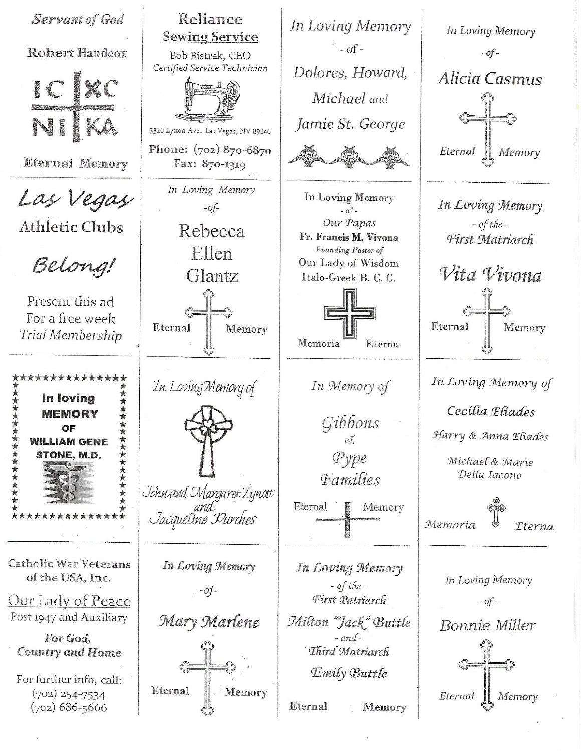*Servant of God*

Robert Handcox

IC XC
NI KA

Eternal Memory

---

Reliance
Sewing Service

Bob Bistrek, CEO
*Certified Service Technician*

5316 Lytton Ave., Las Vegas, NV 89146

Phone: (702) 870-6870
Fax: 870-1319

---

*In Loving Memory*
*- of -*
*Dolores, Howard, Michael and Jamie St. George*

---

*In Loving Memory*
*- of -*
*Alicia Casmus*

*Eternal Memory*

---

*Las Vegas*
Athletic Clubs

*Belong!*

Present this ad
For a free week
*Trial Membership*

---

*In Loving Memory*
*-of-*

Rebecca Ellen Glantz

Eternal Memory

---

In Loving Memory
- of -
*Our Papas*
**Fr. Francis M. Vivona**
*Founding Pastor of*
Our Lady of Wisdom
Italo-Greek B. C. C.

Memoria Eterna

---

*In Loving Memory*
*- of the -*
*First Matriarch*

*Vita Vivona*

Eternal Memory

---

**In loving MEMORY OF WILLIAM GENE STONE, M.D.**

---

*In Loving Memory of*

*John and Margaret Lynott and Jacqueline Purches*

---

*In Memory of*

*Gibbons & Pype Families*

Eternal Memory

---

*In Loving Memory of*

*Cecilia Eliades*

*Harry & Anna Eliades*

*Michael & Marie Della Iacono*

*Memoria Eterna*

---

Catholic War Veterans of the USA, Inc.

Our Lady of Peace
Post 1947 and Auxiliary

*For God, Country and Home*

For further info, call:
(702) 254-7534
(702) 686-5666

---

*In Loving Memory*
*-of-*

*Mary Marlene*

Eternal Memory

---

*In Loving Memory*
*- of the -*
*First Patriarch*

*Milton "Jack" Buttle*
*- and -*
*Third Matriarch*

*Emily Buttle*

Eternal Memory

---

*In Loving Memory*
*- of -*
*Bonnie Miller*

*Eternal Memory*